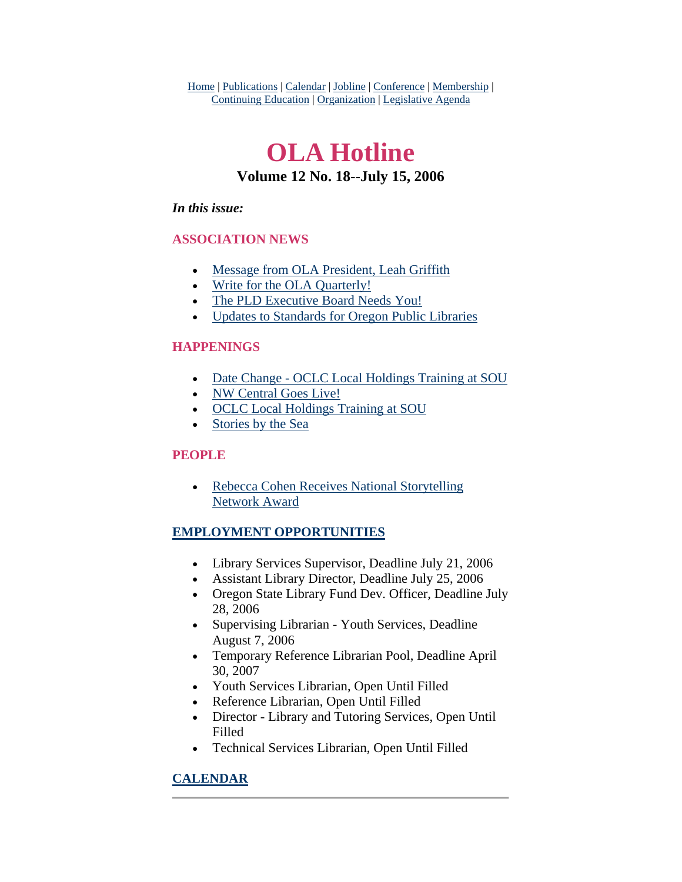Home | Publications | Calendar | Jobline | Conference | Membership | Continuing Education | Organization | Legislative Agenda

# OLA Hotline

### Volume 12 No. 18--July 15, 2006

***In this issue:***

## ASSOCIATION NEWS

- Message from OLA President, Leah Griffith
- Write for the OLA Quarterly!
- The PLD Executive Board Needs You!
- Updates to Standards for Oregon Public Libraries

## HAPPENINGS

- Date Change - OCLC Local Holdings Training at SOU
- NW Central Goes Live!
- OCLC Local Holdings Training at SOU
- Stories by the Sea

## PEOPLE

- Rebecca Cohen Receives National Storytelling Network Award

## EMPLOYMENT OPPORTUNITIES

- Library Services Supervisor, Deadline July 21, 2006
- Assistant Library Director, Deadline July 25, 2006
- Oregon State Library Fund Dev. Officer, Deadline July 28, 2006
- Supervising Librarian - Youth Services, Deadline August 7, 2006
- Temporary Reference Librarian Pool, Deadline April 30, 2007
- Youth Services Librarian, Open Until Filled
- Reference Librarian, Open Until Filled
- Director - Library and Tutoring Services, Open Until Filled
- Technical Services Librarian, Open Until Filled

## CALENDAR

---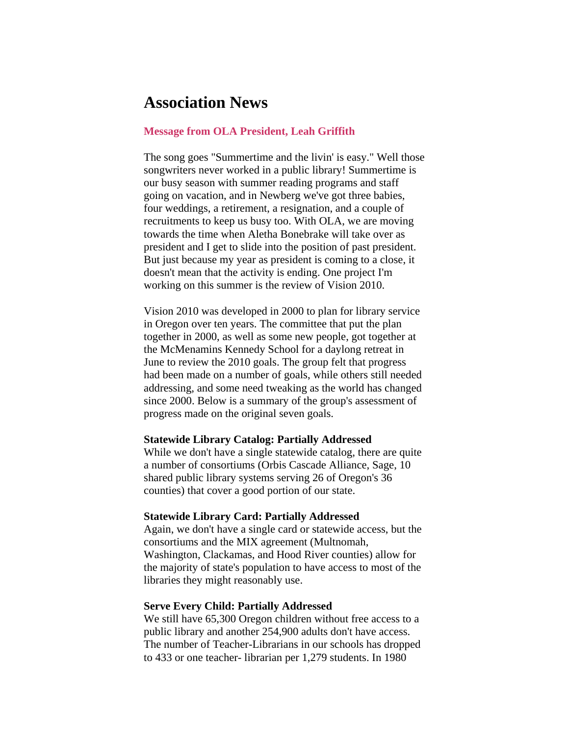# Association News

### Message from OLA President, Leah Griffith

The song goes "Summertime and the livin' is easy." Well those songwriters never worked in a public library! Summertime is our busy season with summer reading programs and staff going on vacation, and in Newberg we've got three babies, four weddings, a retirement, a resignation, and a couple of recruitments to keep us busy too. With OLA, we are moving towards the time when Aletha Bonebrake will take over as president and I get to slide into the position of past president. But just because my year as president is coming to a close, it doesn't mean that the activity is ending. One project I'm working on this summer is the review of Vision 2010.

Vision 2010 was developed in 2000 to plan for library service in Oregon over ten years. The committee that put the plan together in 2000, as well as some new people, got together at the McMenamins Kennedy School for a daylong retreat in June to review the 2010 goals. The group felt that progress had been made on a number of goals, while others still needed addressing, and some need tweaking as the world has changed since 2000. Below is a summary of the group's assessment of progress made on the original seven goals.

**Statewide Library Catalog: Partially Addressed**
While we don't have a single statewide catalog, there are quite a number of consortiums (Orbis Cascade Alliance, Sage, 10 shared public library systems serving 26 of Oregon's 36 counties) that cover a good portion of our state.

**Statewide Library Card: Partially Addressed**
Again, we don't have a single card or statewide access, but the consortiums and the MIX agreement (Multnomah, Washington, Clackamas, and Hood River counties) allow for the majority of state's population to have access to most of the libraries they might reasonably use.

**Serve Every Child: Partially Addressed**
We still have 65,300 Oregon children without free access to a public library and another 254,900 adults don't have access. The number of Teacher-Librarians in our schools has dropped to 433 or one teacher- librarian per 1,279 students. In 1980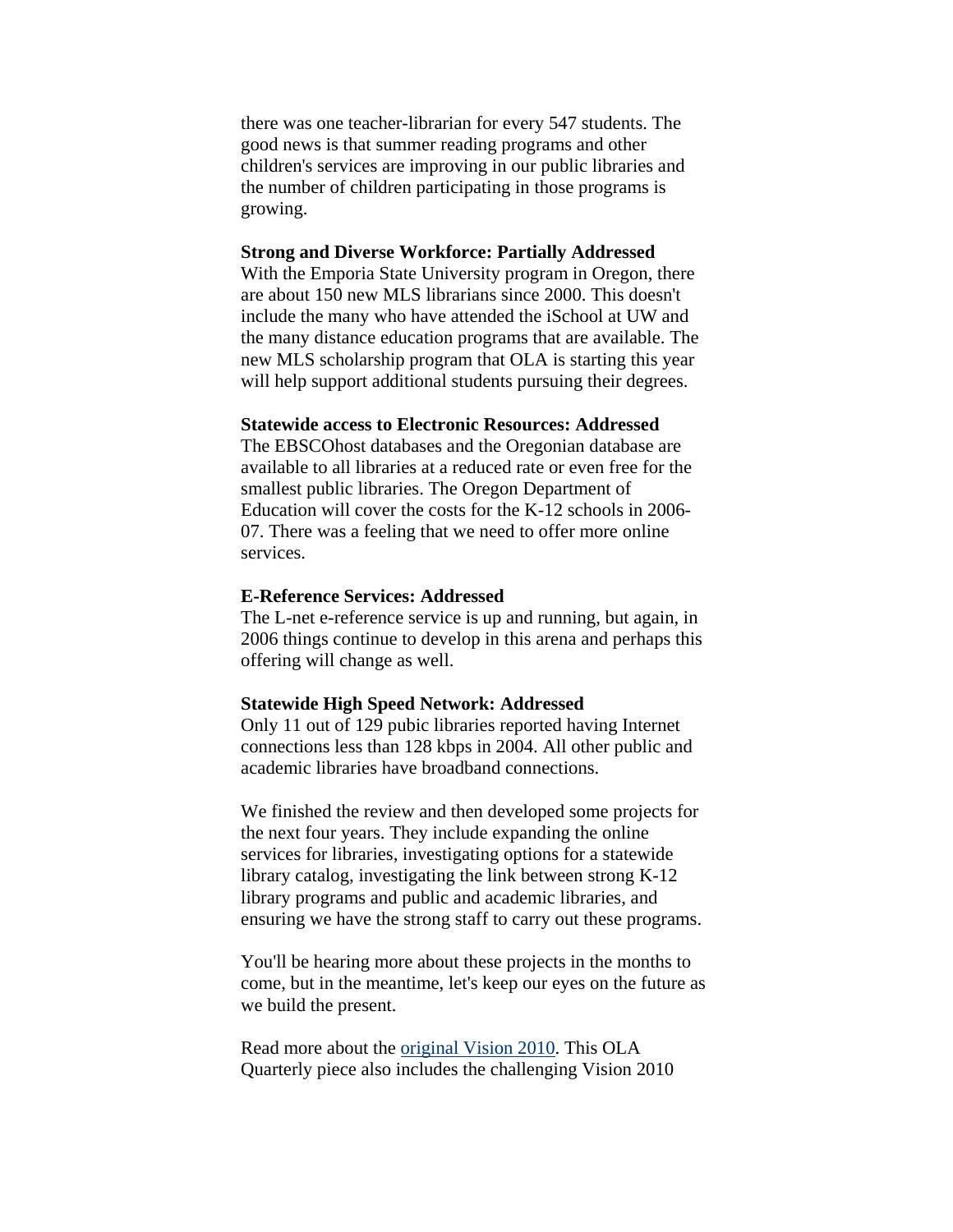there was one teacher-librarian for every 547 students. The good news is that summer reading programs and other children's services are improving in our public libraries and the number of children participating in those programs is growing.

**Strong and Diverse Workforce: Partially Addressed**
With the Emporia State University program in Oregon, there are about 150 new MLS librarians since 2000. This doesn't include the many who have attended the iSchool at UW and the many distance education programs that are available. The new MLS scholarship program that OLA is starting this year will help support additional students pursuing their degrees.

**Statewide access to Electronic Resources: Addressed**
The EBSCOhost databases and the Oregonian database are available to all libraries at a reduced rate or even free for the smallest public libraries. The Oregon Department of Education will cover the costs for the K-12 schools in 2006-07. There was a feeling that we need to offer more online services.

**E-Reference Services: Addressed**
The L-net e-reference service is up and running, but again, in 2006 things continue to develop in this arena and perhaps this offering will change as well.

**Statewide High Speed Network: Addressed**
Only 11 out of 129 pubic libraries reported having Internet connections less than 128 kbps in 2004. All other public and academic libraries have broadband connections.

We finished the review and then developed some projects for the next four years. They include expanding the online services for libraries, investigating options for a statewide library catalog, investigating the link between strong K-12 library programs and public and academic libraries, and ensuring we have the strong staff to carry out these programs.

You'll be hearing more about these projects in the months to come, but in the meantime, let's keep our eyes on the future as we build the present.

Read more about the original Vision 2010. This OLA Quarterly piece also includes the challenging Vision 2010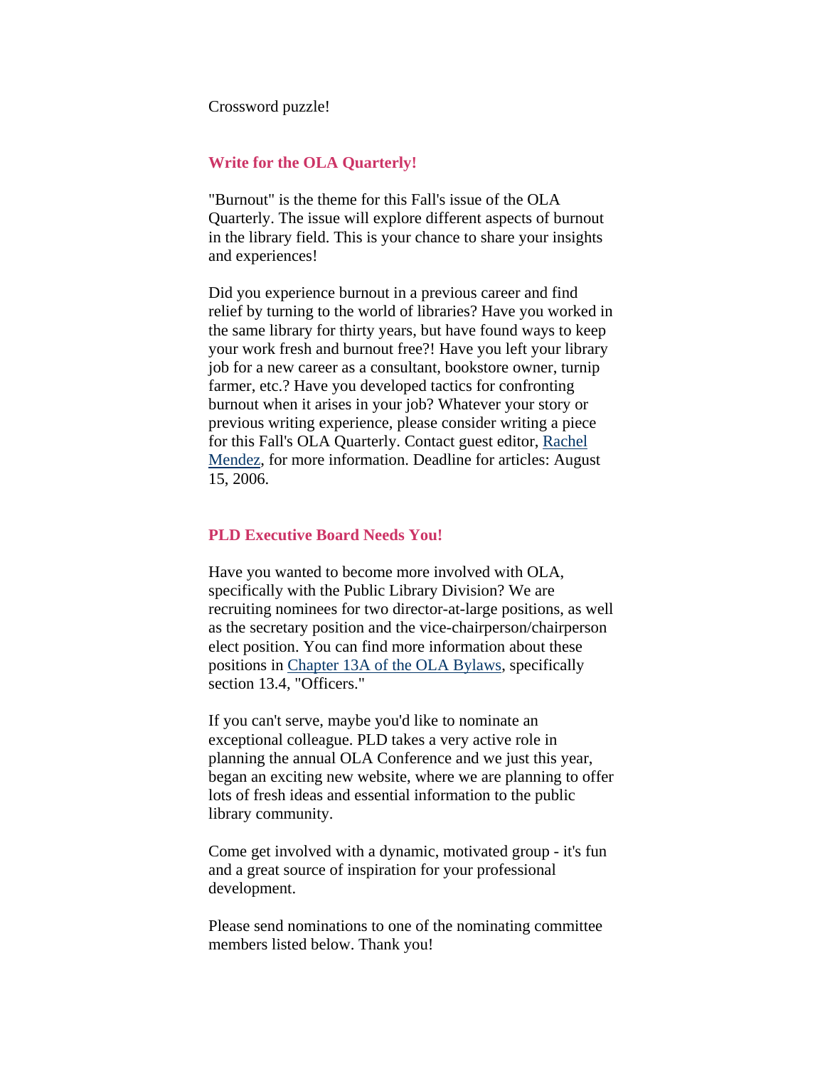Crossword puzzle!

## Write for the OLA Quarterly!

"Burnout" is the theme for this Fall's issue of the OLA Quarterly. The issue will explore different aspects of burnout in the library field. This is your chance to share your insights and experiences!

Did you experience burnout in a previous career and find relief by turning to the world of libraries? Have you worked in the same library for thirty years, but have found ways to keep your work fresh and burnout free?! Have you left your library job for a new career as a consultant, bookstore owner, turnip farmer, etc.? Have you developed tactics for confronting burnout when it arises in your job? Whatever your story or previous writing experience, please consider writing a piece for this Fall's OLA Quarterly. Contact guest editor, Rachel Mendez, for more information. Deadline for articles: August 15, 2006.

## PLD Executive Board Needs You!

Have you wanted to become more involved with OLA, specifically with the Public Library Division? We are recruiting nominees for two director-at-large positions, as well as the secretary position and the vice-chairperson/chairperson elect position. You can find more information about these positions in Chapter 13A of the OLA Bylaws, specifically section 13.4, "Officers."

If you can't serve, maybe you'd like to nominate an exceptional colleague. PLD takes a very active role in planning the annual OLA Conference and we just this year, began an exciting new website, where we are planning to offer lots of fresh ideas and essential information to the public library community.

Come get involved with a dynamic, motivated group - it's fun and a great source of inspiration for your professional development.

Please send nominations to one of the nominating committee members listed below. Thank you!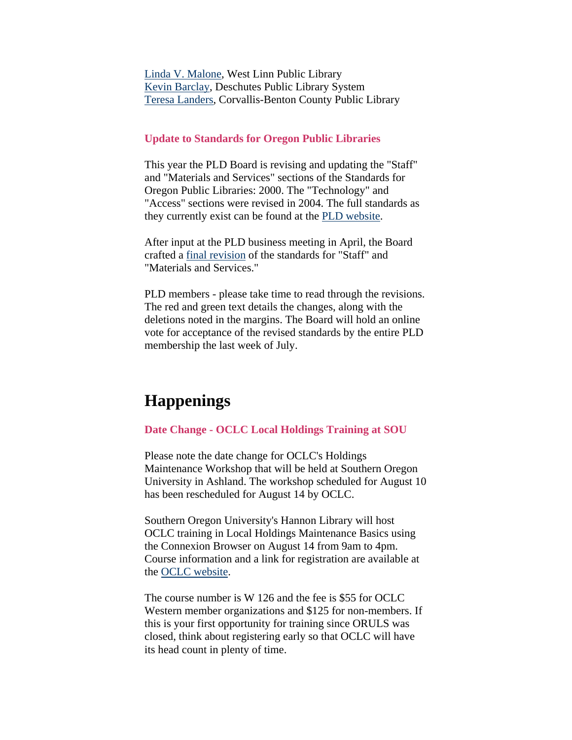Linda V. Malone, West Linn Public Library
Kevin Barclay, Deschutes Public Library System
Teresa Landers, Corvallis-Benton County Public Library

### Update to Standards for Oregon Public Libraries

This year the PLD Board is revising and updating the "Staff" and "Materials and Services" sections of the Standards for Oregon Public Libraries: 2000. The "Technology" and "Access" sections were revised in 2004. The full standards as they currently exist can be found at the PLD website.

After input at the PLD business meeting in April, the Board crafted a final revision of the standards for "Staff" and "Materials and Services."

PLD members - please take time to read through the revisions. The red and green text details the changes, along with the deletions noted in the margins. The Board will hold an online vote for acceptance of the revised standards by the entire PLD membership the last week of July.

## Happenings

### Date Change - OCLC Local Holdings Training at SOU

Please note the date change for OCLC's Holdings Maintenance Workshop that will be held at Southern Oregon University in Ashland. The workshop scheduled for August 10 has been rescheduled for August 14 by OCLC.

Southern Oregon University's Hannon Library will host OCLC training in Local Holdings Maintenance Basics using the Connexion Browser on August 14 from 9am to 4pm. Course information and a link for registration are available at the OCLC website.

The course number is W 126 and the fee is $55 for OCLC Western member organizations and $125 for non-members. If this is your first opportunity for training since ORULS was closed, think about registering early so that OCLC will have its head count in plenty of time.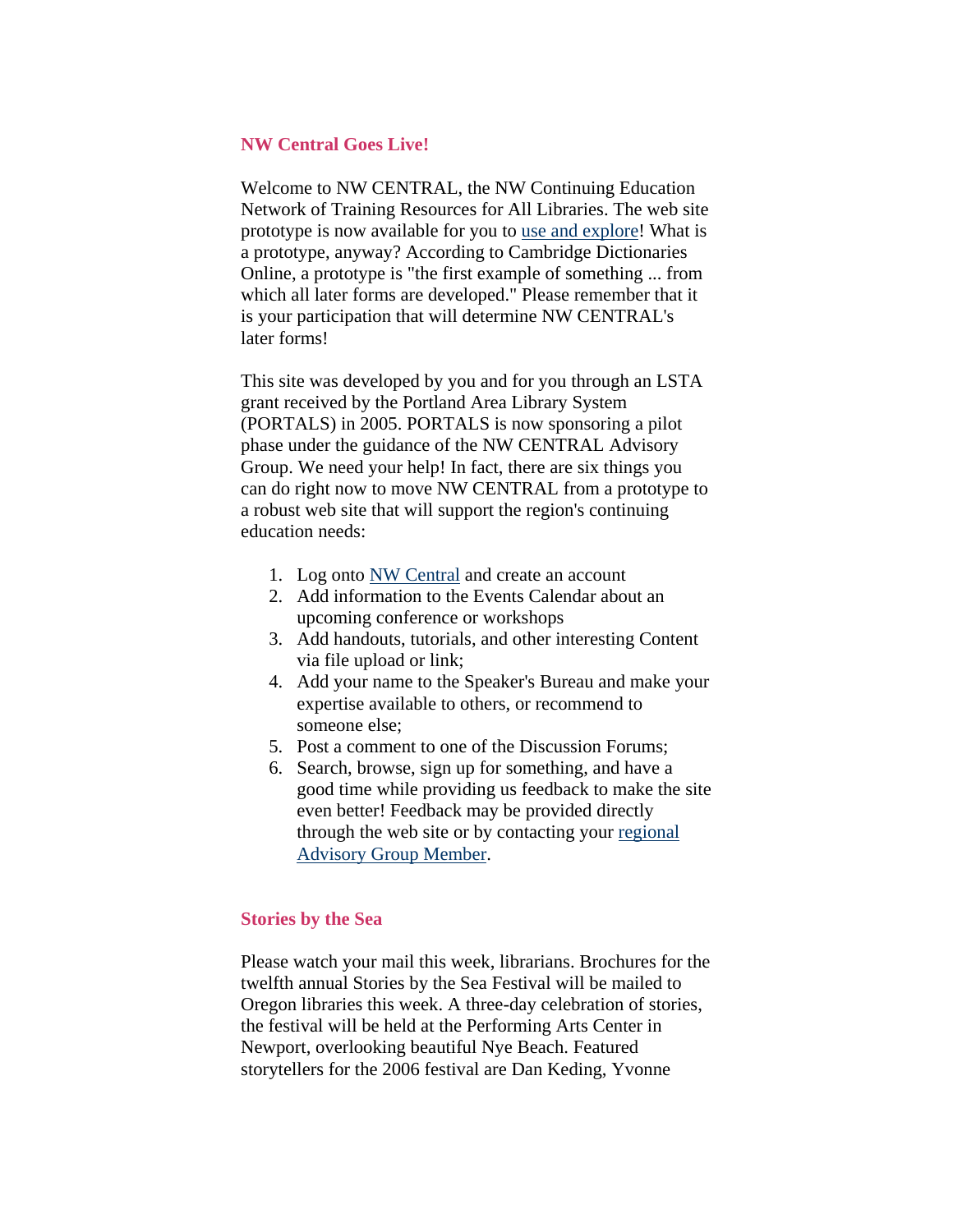## NW Central Goes Live!

Welcome to NW CENTRAL, the NW Continuing Education Network of Training Resources for All Libraries. The web site prototype is now available for you to use and explore! What is a prototype, anyway? According to Cambridge Dictionaries Online, a prototype is "the first example of something ... from which all later forms are developed." Please remember that it is your participation that will determine NW CENTRAL's later forms!

This site was developed by you and for you through an LSTA grant received by the Portland Area Library System (PORTALS) in 2005. PORTALS is now sponsoring a pilot phase under the guidance of the NW CENTRAL Advisory Group. We need your help! In fact, there are six things you can do right now to move NW CENTRAL from a prototype to a robust web site that will support the region's continuing education needs:

1. Log onto NW Central and create an account
2. Add information to the Events Calendar about an upcoming conference or workshops
3. Add handouts, tutorials, and other interesting Content via file upload or link;
4. Add your name to the Speaker's Bureau and make your expertise available to others, or recommend to someone else;
5. Post a comment to one of the Discussion Forums;
6. Search, browse, sign up for something, and have a good time while providing us feedback to make the site even better! Feedback may be provided directly through the web site or by contacting your regional Advisory Group Member.

## Stories by the Sea

Please watch your mail this week, librarians. Brochures for the twelfth annual Stories by the Sea Festival will be mailed to Oregon libraries this week. A three-day celebration of stories, the festival will be held at the Performing Arts Center in Newport, overlooking beautiful Nye Beach. Featured storytellers for the 2006 festival are Dan Keding, Yvonne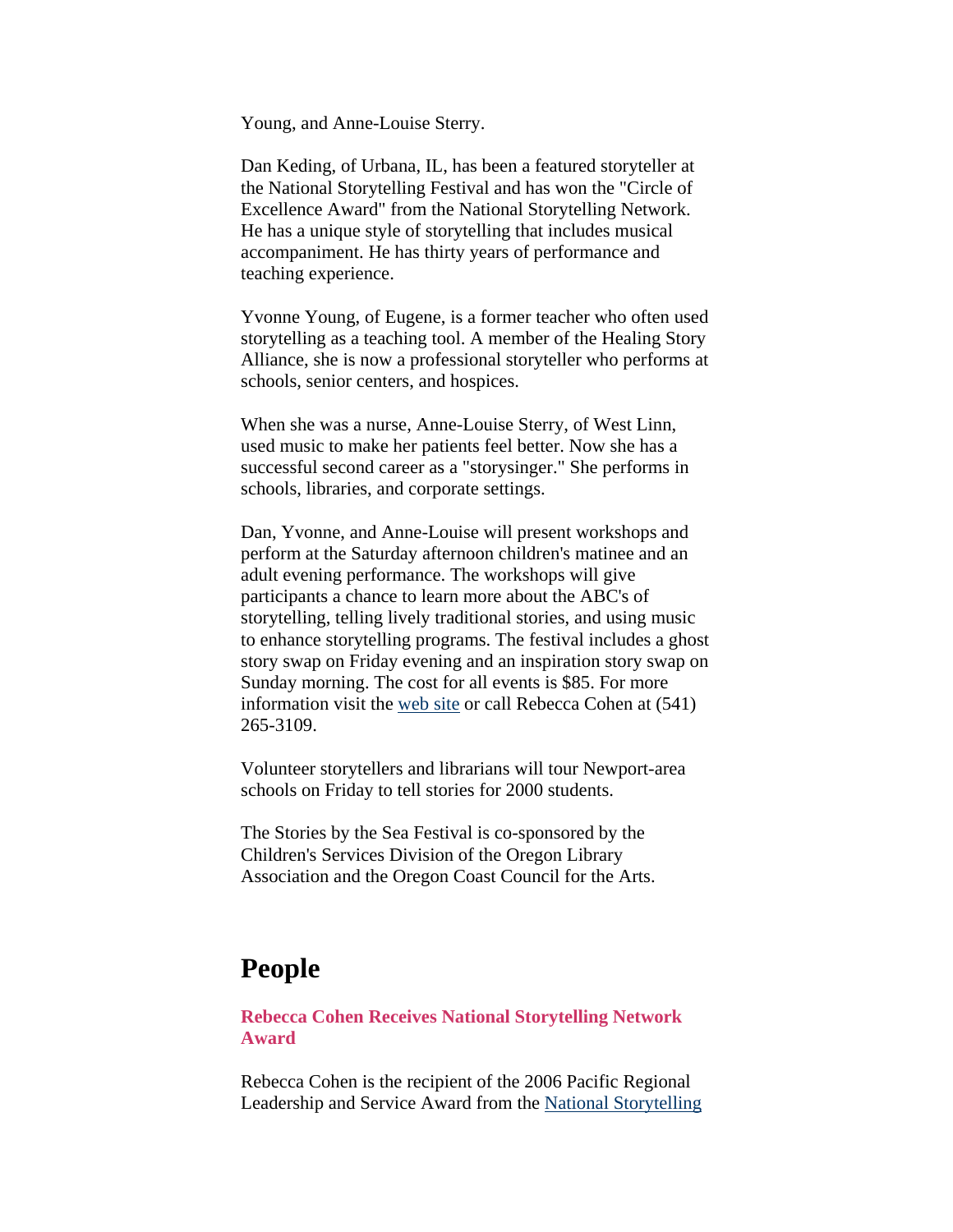Young, and Anne-Louise Sterry.

Dan Keding, of Urbana, IL, has been a featured storyteller at the National Storytelling Festival and has won the "Circle of Excellence Award" from the National Storytelling Network. He has a unique style of storytelling that includes musical accompaniment. He has thirty years of performance and teaching experience.

Yvonne Young, of Eugene, is a former teacher who often used storytelling as a teaching tool. A member of the Healing Story Alliance, she is now a professional storyteller who performs at schools, senior centers, and hospices.

When she was a nurse, Anne-Louise Sterry, of West Linn, used music to make her patients feel better. Now she has a successful second career as a "storysinger." She performs in schools, libraries, and corporate settings.

Dan, Yvonne, and Anne-Louise will present workshops and perform at the Saturday afternoon children's matinee and an adult evening performance. The workshops will give participants a chance to learn more about the ABC's of storytelling, telling lively traditional stories, and using music to enhance storytelling programs. The festival includes a ghost story swap on Friday evening and an inspiration story swap on Sunday morning. The cost for all events is $85. For more information visit the web site or call Rebecca Cohen at (541) 265-3109.

Volunteer storytellers and librarians will tour Newport-area schools on Friday to tell stories for 2000 students.

The Stories by the Sea Festival is co-sponsored by the Children's Services Division of the Oregon Library Association and the Oregon Coast Council for the Arts.

# People

### Rebecca Cohen Receives National Storytelling Network Award

Rebecca Cohen is the recipient of the 2006 Pacific Regional Leadership and Service Award from the National Storytelling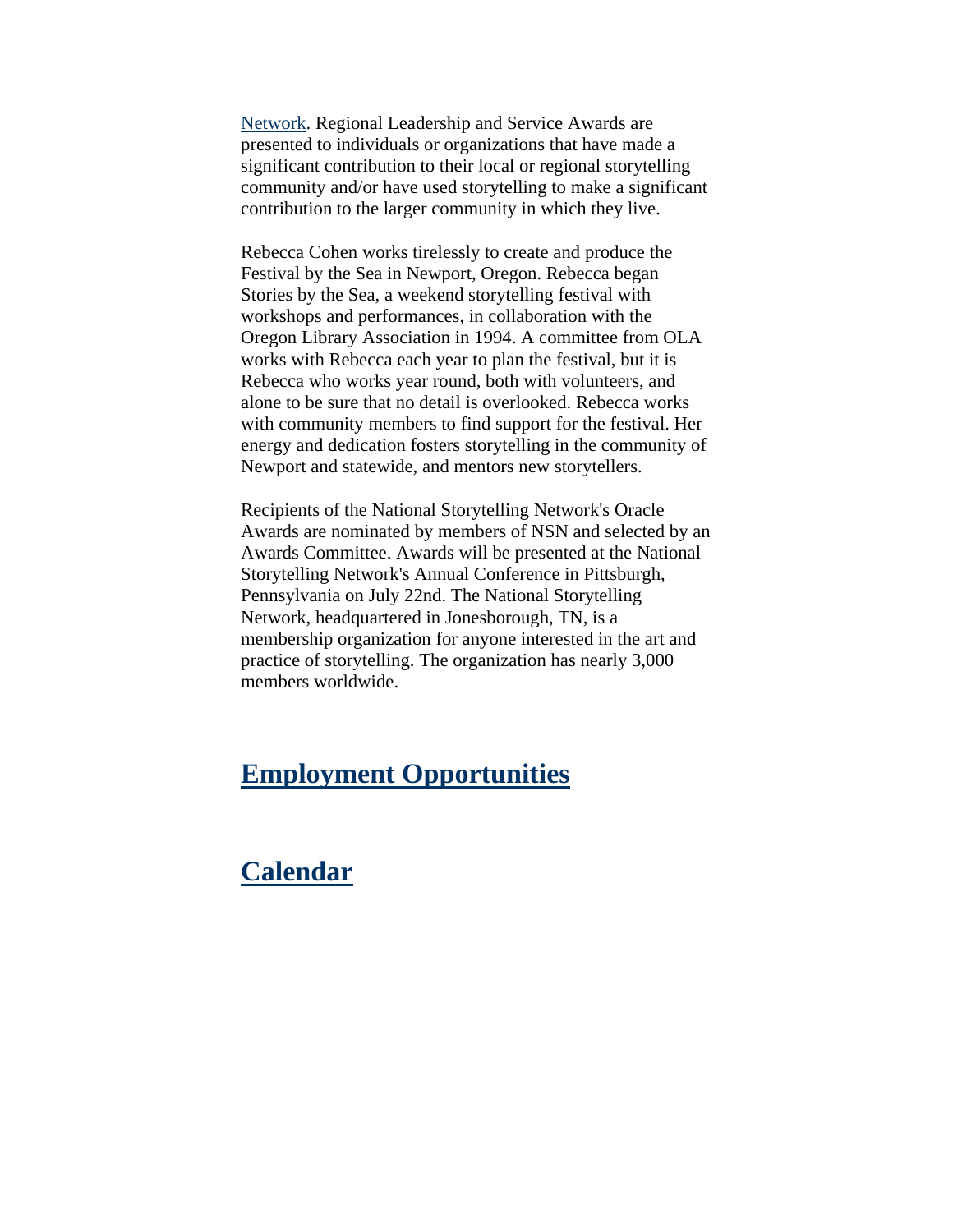Network. Regional Leadership and Service Awards are presented to individuals or organizations that have made a significant contribution to their local or regional storytelling community and/or have used storytelling to make a significant contribution to the larger community in which they live.

Rebecca Cohen works tirelessly to create and produce the Festival by the Sea in Newport, Oregon. Rebecca began Stories by the Sea, a weekend storytelling festival with workshops and performances, in collaboration with the Oregon Library Association in 1994. A committee from OLA works with Rebecca each year to plan the festival, but it is Rebecca who works year round, both with volunteers, and alone to be sure that no detail is overlooked. Rebecca works with community members to find support for the festival. Her energy and dedication fosters storytelling in the community of Newport and statewide, and mentors new storytellers.

Recipients of the National Storytelling Network's Oracle Awards are nominated by members of NSN and selected by an Awards Committee. Awards will be presented at the National Storytelling Network's Annual Conference in Pittsburgh, Pennsylvania on July 22nd. The National Storytelling Network, headquartered in Jonesborough, TN, is a membership organization for anyone interested in the art and practice of storytelling. The organization has nearly 3,000 members worldwide.

## Employment Opportunities

## Calendar